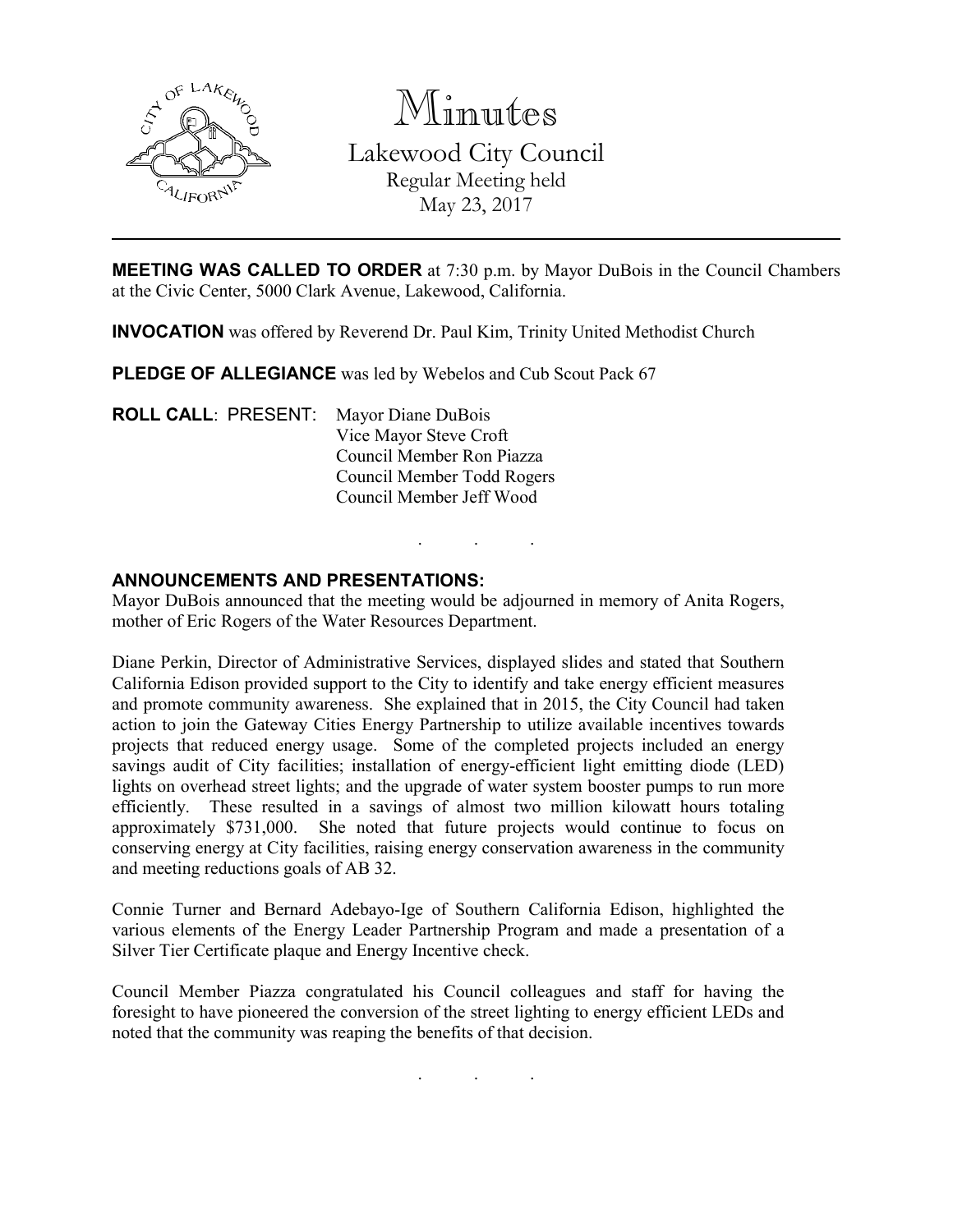# Minutes

## Lakewood City Council

Regular Meeting held
May 23, 2017

---

**MEETING WAS CALLED TO ORDER** at 7:30 p.m. by Mayor DuBois in the Council Chambers at the Civic Center, 5000 Clark Avenue, Lakewood, California.

**INVOCATION** was offered by Reverend Dr. Paul Kim, Trinity United Methodist Church

**PLEDGE OF ALLEGIANCE** was led by Webelos and Cub Scout Pack 67

**ROLL CALL**: PRESENT: Mayor Diane DuBois
Vice Mayor Steve Croft
Council Member Ron Piazza
Council Member Todd Rogers
Council Member Jeff Wood

. . .

**ANNOUNCEMENTS AND PRESENTATIONS:**
Mayor DuBois announced that the meeting would be adjourned in memory of Anita Rogers, mother of Eric Rogers of the Water Resources Department.

Diane Perkin, Director of Administrative Services, displayed slides and stated that Southern California Edison provided support to the City to identify and take energy efficient measures and promote community awareness. She explained that in 2015, the City Council had taken action to join the Gateway Cities Energy Partnership to utilize available incentives towards projects that reduced energy usage. Some of the completed projects included an energy savings audit of City facilities; installation of energy-efficient light emitting diode (LED) lights on overhead street lights; and the upgrade of water system booster pumps to run more efficiently. These resulted in a savings of almost two million kilowatt hours totaling approximately $731,000. She noted that future projects would continue to focus on conserving energy at City facilities, raising energy conservation awareness in the community and meeting reductions goals of AB 32.

Connie Turner and Bernard Adebayo-Ige of Southern California Edison, highlighted the various elements of the Energy Leader Partnership Program and made a presentation of a Silver Tier Certificate plaque and Energy Incentive check.

Council Member Piazza congratulated his Council colleagues and staff for having the foresight to have pioneered the conversion of the street lighting to energy efficient LEDs and noted that the community was reaping the benefits of that decision.

. . .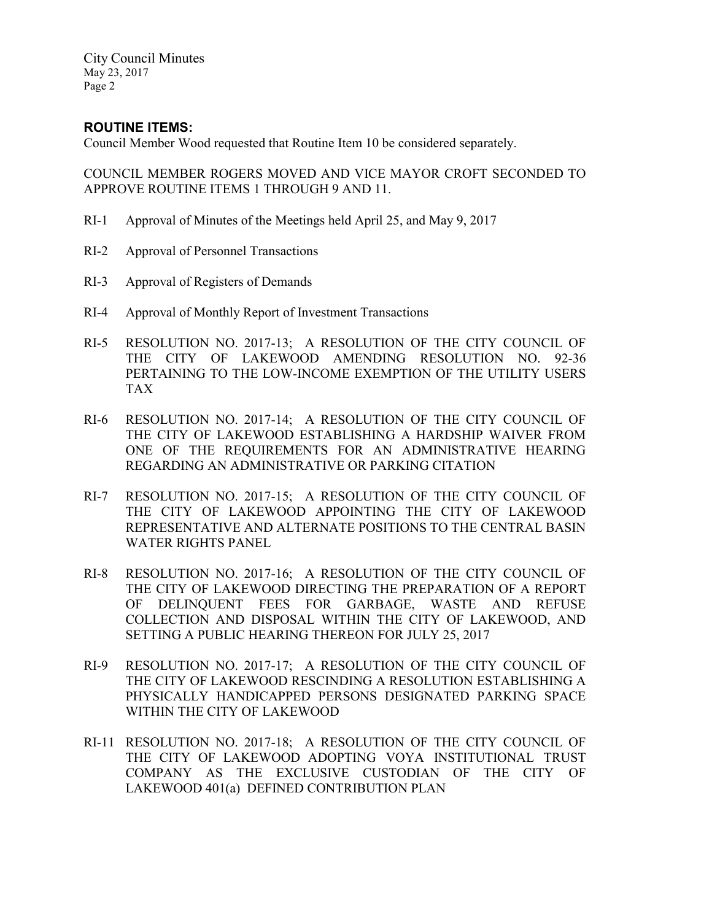## ROUTINE ITEMS:

Council Member Wood requested that Routine Item 10 be considered separately.

COUNCIL MEMBER ROGERS MOVED AND VICE MAYOR CROFT SECONDED TO APPROVE ROUTINE ITEMS 1 THROUGH 9 AND 11.

RI-1 Approval of Minutes of the Meetings held April 25, and May 9, 2017

RI-2 Approval of Personnel Transactions

RI-3 Approval of Registers of Demands

RI-4 Approval of Monthly Report of Investment Transactions

RI-5 RESOLUTION NO. 2017-13; A RESOLUTION OF THE CITY COUNCIL OF THE CITY OF LAKEWOOD AMENDING RESOLUTION NO. 92-36 PERTAINING TO THE LOW-INCOME EXEMPTION OF THE UTILITY USERS TAX

RI-6 RESOLUTION NO. 2017-14; A RESOLUTION OF THE CITY COUNCIL OF THE CITY OF LAKEWOOD ESTABLISHING A HARDSHIP WAIVER FROM ONE OF THE REQUIREMENTS FOR AN ADMINISTRATIVE HEARING REGARDING AN ADMINISTRATIVE OR PARKING CITATION

RI-7 RESOLUTION NO. 2017-15; A RESOLUTION OF THE CITY COUNCIL OF THE CITY OF LAKEWOOD APPOINTING THE CITY OF LAKEWOOD REPRESENTATIVE AND ALTERNATE POSITIONS TO THE CENTRAL BASIN WATER RIGHTS PANEL

RI-8 RESOLUTION NO. 2017-16; A RESOLUTION OF THE CITY COUNCIL OF THE CITY OF LAKEWOOD DIRECTING THE PREPARATION OF A REPORT OF DELINQUENT FEES FOR GARBAGE, WASTE AND REFUSE COLLECTION AND DISPOSAL WITHIN THE CITY OF LAKEWOOD, AND SETTING A PUBLIC HEARING THEREON FOR JULY 25, 2017

RI-9 RESOLUTION NO. 2017-17; A RESOLUTION OF THE CITY COUNCIL OF THE CITY OF LAKEWOOD RESCINDING A RESOLUTION ESTABLISHING A PHYSICALLY HANDICAPPED PERSONS DESIGNATED PARKING SPACE WITHIN THE CITY OF LAKEWOOD

RI-11 RESOLUTION NO. 2017-18; A RESOLUTION OF THE CITY COUNCIL OF THE CITY OF LAKEWOOD ADOPTING VOYA INSTITUTIONAL TRUST COMPANY AS THE EXCLUSIVE CUSTODIAN OF THE CITY OF LAKEWOOD 401(a) DEFINED CONTRIBUTION PLAN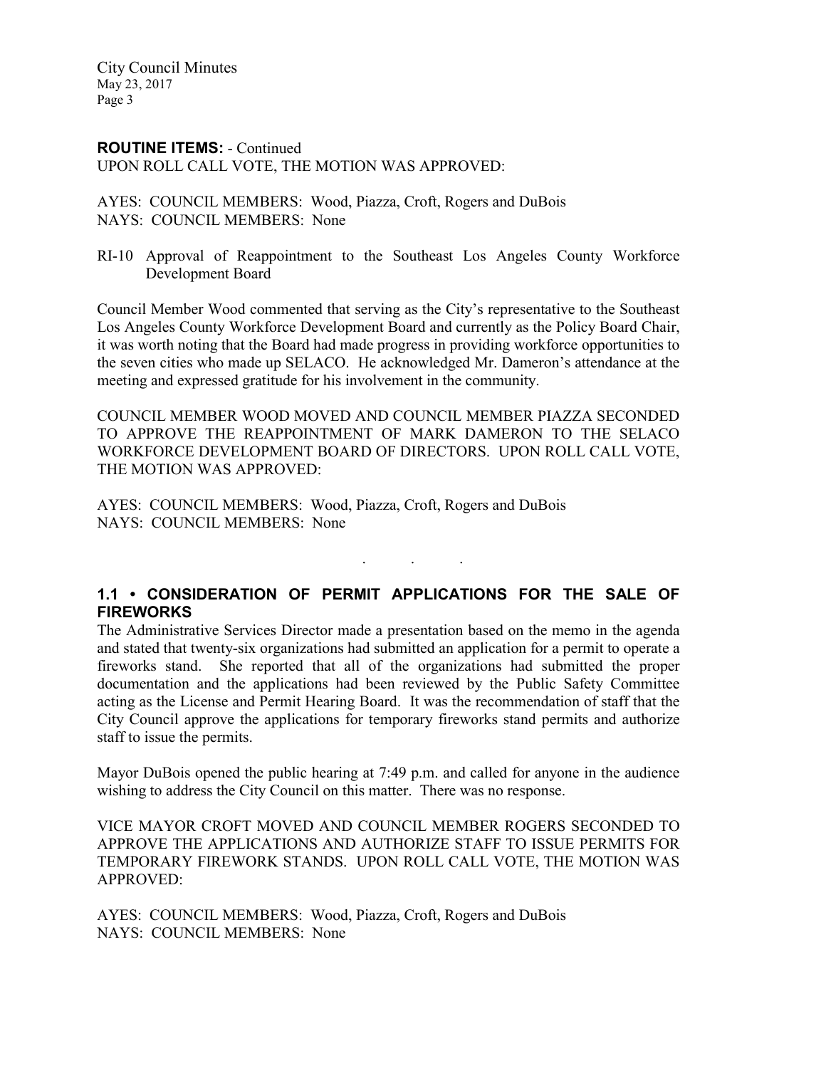**ROUTINE ITEMS:** - Continued

UPON ROLL CALL VOTE, THE MOTION WAS APPROVED:

AYES: COUNCIL MEMBERS: Wood, Piazza, Croft, Rogers and DuBois
NAYS: COUNCIL MEMBERS: None

RI-10 Approval of Reappointment to the Southeast Los Angeles County Workforce Development Board

Council Member Wood commented that serving as the City's representative to the Southeast Los Angeles County Workforce Development Board and currently as the Policy Board Chair, it was worth noting that the Board had made progress in providing workforce opportunities to the seven cities who made up SELACO. He acknowledged Mr. Dameron's attendance at the meeting and expressed gratitude for his involvement in the community.

COUNCIL MEMBER WOOD MOVED AND COUNCIL MEMBER PIAZZA SECONDED TO APPROVE THE REAPPOINTMENT OF MARK DAMERON TO THE SELACO WORKFORCE DEVELOPMENT BOARD OF DIRECTORS. UPON ROLL CALL VOTE, THE MOTION WAS APPROVED:

AYES: COUNCIL MEMBERS: Wood, Piazza, Croft, Rogers and DuBois
NAYS: COUNCIL MEMBERS: None

. . .

## 1.1 • CONSIDERATION OF PERMIT APPLICATIONS FOR THE SALE OF FIREWORKS

The Administrative Services Director made a presentation based on the memo in the agenda and stated that twenty-six organizations had submitted an application for a permit to operate a fireworks stand. She reported that all of the organizations had submitted the proper documentation and the applications had been reviewed by the Public Safety Committee acting as the License and Permit Hearing Board. It was the recommendation of staff that the City Council approve the applications for temporary fireworks stand permits and authorize staff to issue the permits.

Mayor DuBois opened the public hearing at 7:49 p.m. and called for anyone in the audience wishing to address the City Council on this matter. There was no response.

VICE MAYOR CROFT MOVED AND COUNCIL MEMBER ROGERS SECONDED TO APPROVE THE APPLICATIONS AND AUTHORIZE STAFF TO ISSUE PERMITS FOR TEMPORARY FIREWORK STANDS. UPON ROLL CALL VOTE, THE MOTION WAS APPROVED:

AYES: COUNCIL MEMBERS: Wood, Piazza, Croft, Rogers and DuBois
NAYS: COUNCIL MEMBERS: None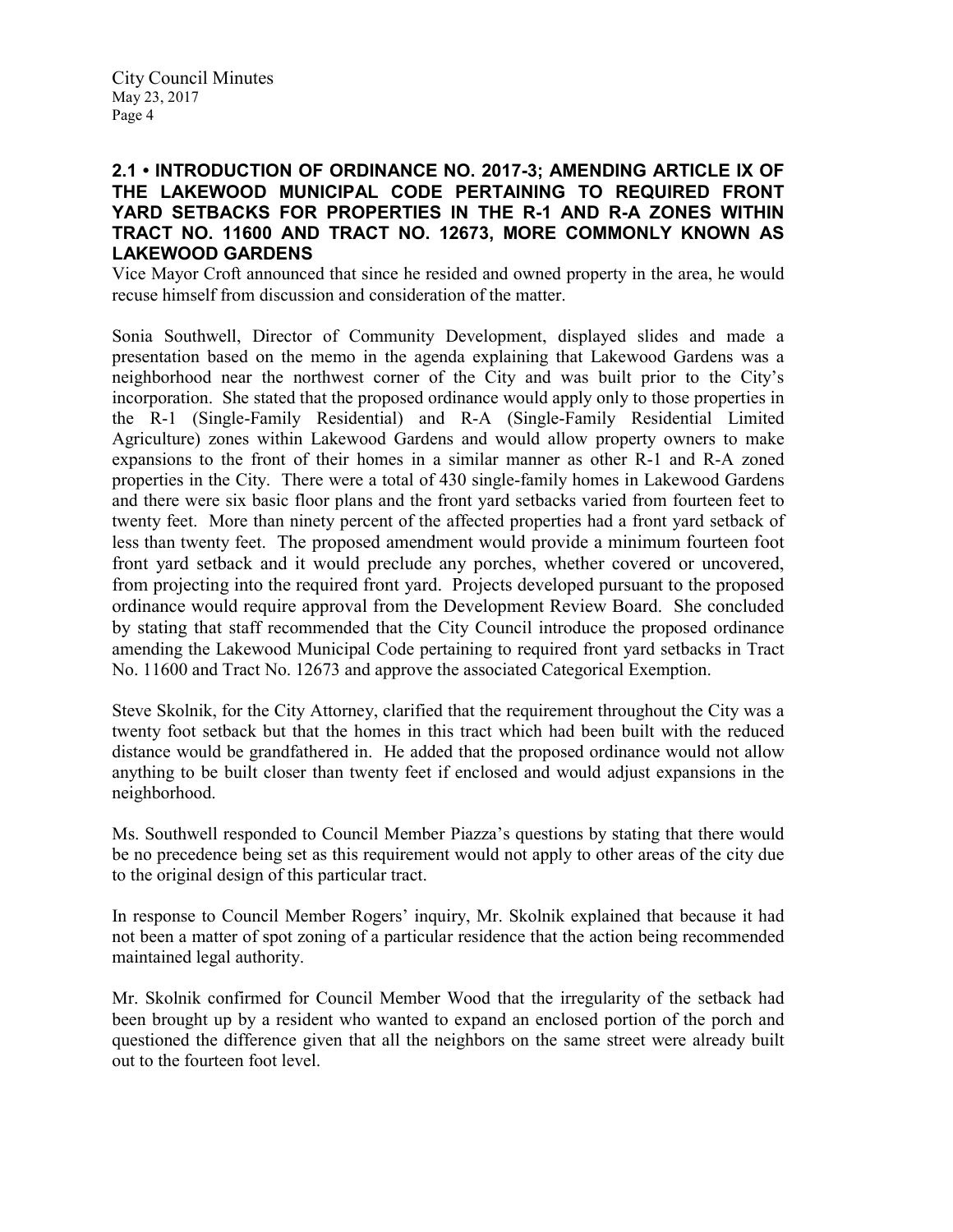**2.1 • INTRODUCTION OF ORDINANCE NO. 2017-3; AMENDING ARTICLE IX OF THE LAKEWOOD MUNICIPAL CODE PERTAINING TO REQUIRED FRONT YARD SETBACKS FOR PROPERTIES IN THE R-1 AND R-A ZONES WITHIN TRACT NO. 11600 AND TRACT NO. 12673, MORE COMMONLY KNOWN AS LAKEWOOD GARDENS**

Vice Mayor Croft announced that since he resided and owned property in the area, he would recuse himself from discussion and consideration of the matter.

Sonia Southwell, Director of Community Development, displayed slides and made a presentation based on the memo in the agenda explaining that Lakewood Gardens was a neighborhood near the northwest corner of the City and was built prior to the City's incorporation. She stated that the proposed ordinance would apply only to those properties in the R-1 (Single-Family Residential) and R-A (Single-Family Residential Limited Agriculture) zones within Lakewood Gardens and would allow property owners to make expansions to the front of their homes in a similar manner as other R-1 and R-A zoned properties in the City. There were a total of 430 single-family homes in Lakewood Gardens and there were six basic floor plans and the front yard setbacks varied from fourteen feet to twenty feet. More than ninety percent of the affected properties had a front yard setback of less than twenty feet. The proposed amendment would provide a minimum fourteen foot front yard setback and it would preclude any porches, whether covered or uncovered, from projecting into the required front yard. Projects developed pursuant to the proposed ordinance would require approval from the Development Review Board. She concluded by stating that staff recommended that the City Council introduce the proposed ordinance amending the Lakewood Municipal Code pertaining to required front yard setbacks in Tract No. 11600 and Tract No. 12673 and approve the associated Categorical Exemption.

Steve Skolnik, for the City Attorney, clarified that the requirement throughout the City was a twenty foot setback but that the homes in this tract which had been built with the reduced distance would be grandfathered in. He added that the proposed ordinance would not allow anything to be built closer than twenty feet if enclosed and would adjust expansions in the neighborhood.

Ms. Southwell responded to Council Member Piazza's questions by stating that there would be no precedence being set as this requirement would not apply to other areas of the city due to the original design of this particular tract.

In response to Council Member Rogers' inquiry, Mr. Skolnik explained that because it had not been a matter of spot zoning of a particular residence that the action being recommended maintained legal authority.

Mr. Skolnik confirmed for Council Member Wood that the irregularity of the setback had been brought up by a resident who wanted to expand an enclosed portion of the porch and questioned the difference given that all the neighbors on the same street were already built out to the fourteen foot level.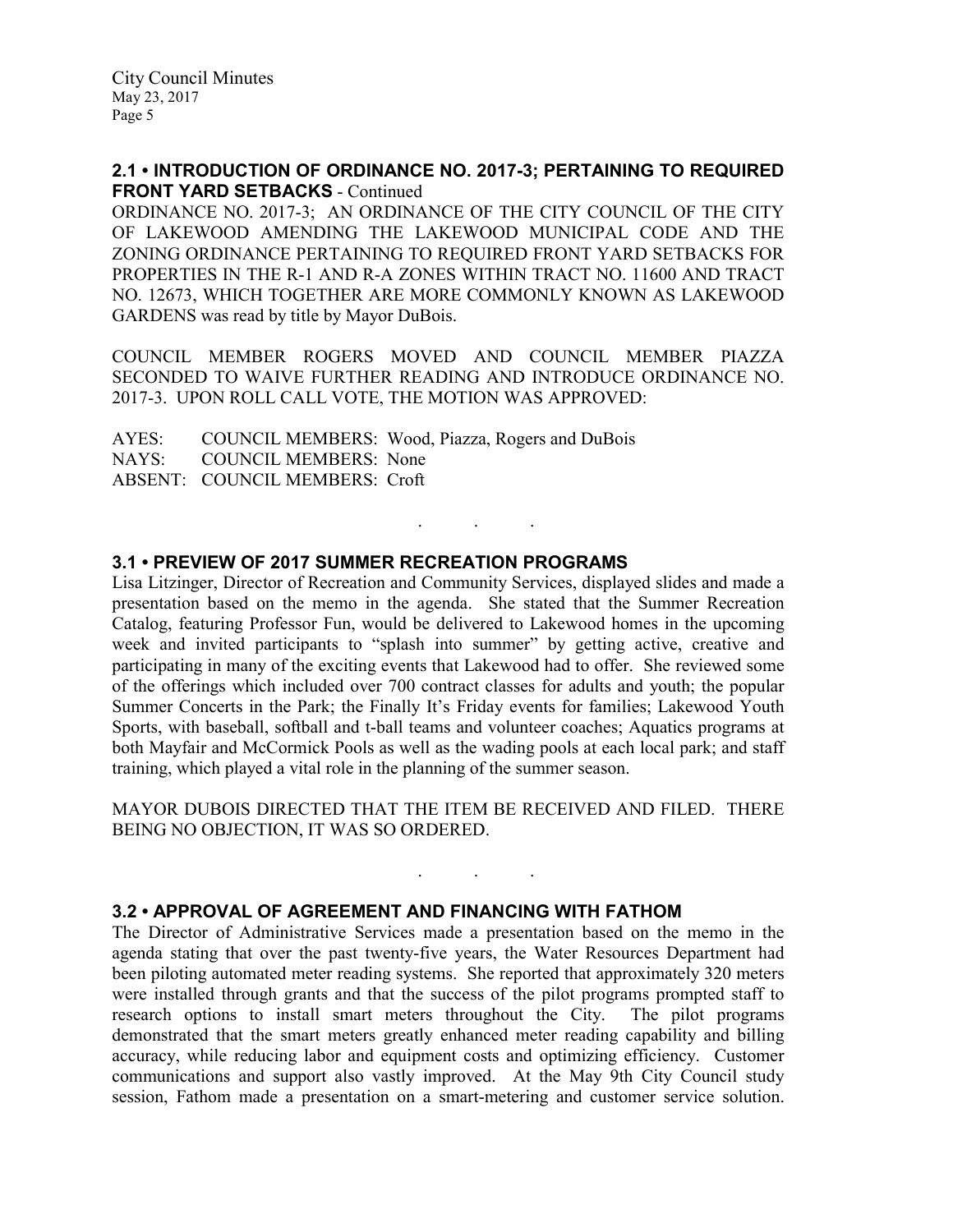## 2.1 • INTRODUCTION OF ORDINANCE NO. 2017-3; PERTAINING TO REQUIRED FRONT YARD SETBACKS - Continued

ORDINANCE NO. 2017-3; AN ORDINANCE OF THE CITY COUNCIL OF THE CITY OF LAKEWOOD AMENDING THE LAKEWOOD MUNICIPAL CODE AND THE ZONING ORDINANCE PERTAINING TO REQUIRED FRONT YARD SETBACKS FOR PROPERTIES IN THE R-1 AND R-A ZONES WITHIN TRACT NO. 11600 AND TRACT NO. 12673, WHICH TOGETHER ARE MORE COMMONLY KNOWN AS LAKEWOOD GARDENS was read by title by Mayor DuBois.

COUNCIL MEMBER ROGERS MOVED AND COUNCIL MEMBER PIAZZA SECONDED TO WAIVE FURTHER READING AND INTRODUCE ORDINANCE NO. 2017-3. UPON ROLL CALL VOTE, THE MOTION WAS APPROVED:

AYES: COUNCIL MEMBERS: Wood, Piazza, Rogers and DuBois
NAYS: COUNCIL MEMBERS: None
ABSENT: COUNCIL MEMBERS: Croft

. . .

## 3.1 • PREVIEW OF 2017 SUMMER RECREATION PROGRAMS

Lisa Litzinger, Director of Recreation and Community Services, displayed slides and made a presentation based on the memo in the agenda. She stated that the Summer Recreation Catalog, featuring Professor Fun, would be delivered to Lakewood homes in the upcoming week and invited participants to "splash into summer" by getting active, creative and participating in many of the exciting events that Lakewood had to offer. She reviewed some of the offerings which included over 700 contract classes for adults and youth; the popular Summer Concerts in the Park; the Finally It's Friday events for families; Lakewood Youth Sports, with baseball, softball and t-ball teams and volunteer coaches; Aquatics programs at both Mayfair and McCormick Pools as well as the wading pools at each local park; and staff training, which played a vital role in the planning of the summer season.

MAYOR DUBOIS DIRECTED THAT THE ITEM BE RECEIVED AND FILED. THERE BEING NO OBJECTION, IT WAS SO ORDERED.

. . .

## 3.2 • APPROVAL OF AGREEMENT AND FINANCING WITH FATHOM

The Director of Administrative Services made a presentation based on the memo in the agenda stating that over the past twenty-five years, the Water Resources Department had been piloting automated meter reading systems. She reported that approximately 320 meters were installed through grants and that the success of the pilot programs prompted staff to research options to install smart meters throughout the City. The pilot programs demonstrated that the smart meters greatly enhanced meter reading capability and billing accuracy, while reducing labor and equipment costs and optimizing efficiency. Customer communications and support also vastly improved. At the May 9th City Council study session, Fathom made a presentation on a smart-metering and customer service solution.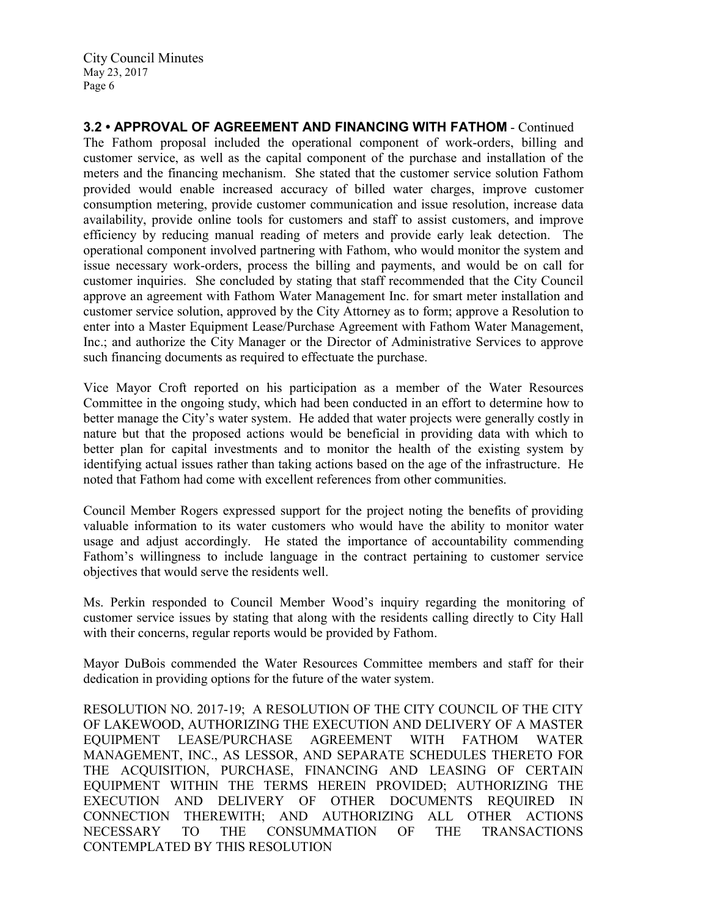**3.2 • APPROVAL OF AGREEMENT AND FINANCING WITH FATHOM** - Continued

The Fathom proposal included the operational component of work-orders, billing and customer service, as well as the capital component of the purchase and installation of the meters and the financing mechanism. She stated that the customer service solution Fathom provided would enable increased accuracy of billed water charges, improve customer consumption metering, provide customer communication and issue resolution, increase data availability, provide online tools for customers and staff to assist customers, and improve efficiency by reducing manual reading of meters and provide early leak detection. The operational component involved partnering with Fathom, who would monitor the system and issue necessary work-orders, process the billing and payments, and would be on call for customer inquiries. She concluded by stating that staff recommended that the City Council approve an agreement with Fathom Water Management Inc. for smart meter installation and customer service solution, approved by the City Attorney as to form; approve a Resolution to enter into a Master Equipment Lease/Purchase Agreement with Fathom Water Management, Inc.; and authorize the City Manager or the Director of Administrative Services to approve such financing documents as required to effectuate the purchase.

Vice Mayor Croft reported on his participation as a member of the Water Resources Committee in the ongoing study, which had been conducted in an effort to determine how to better manage the City's water system. He added that water projects were generally costly in nature but that the proposed actions would be beneficial in providing data with which to better plan for capital investments and to monitor the health of the existing system by identifying actual issues rather than taking actions based on the age of the infrastructure. He noted that Fathom had come with excellent references from other communities.

Council Member Rogers expressed support for the project noting the benefits of providing valuable information to its water customers who would have the ability to monitor water usage and adjust accordingly. He stated the importance of accountability commending Fathom's willingness to include language in the contract pertaining to customer service objectives that would serve the residents well.

Ms. Perkin responded to Council Member Wood's inquiry regarding the monitoring of customer service issues by stating that along with the residents calling directly to City Hall with their concerns, regular reports would be provided by Fathom.

Mayor DuBois commended the Water Resources Committee members and staff for their dedication in providing options for the future of the water system.

RESOLUTION NO. 2017-19; A RESOLUTION OF THE CITY COUNCIL OF THE CITY OF LAKEWOOD, AUTHORIZING THE EXECUTION AND DELIVERY OF A MASTER EQUIPMENT LEASE/PURCHASE AGREEMENT WITH FATHOM WATER MANAGEMENT, INC., AS LESSOR, AND SEPARATE SCHEDULES THERETO FOR THE ACQUISITION, PURCHASE, FINANCING AND LEASING OF CERTAIN EQUIPMENT WITHIN THE TERMS HEREIN PROVIDED; AUTHORIZING THE EXECUTION AND DELIVERY OF OTHER DOCUMENTS REQUIRED IN CONNECTION THEREWITH; AND AUTHORIZING ALL OTHER ACTIONS NECESSARY TO THE CONSUMMATION OF THE TRANSACTIONS CONTEMPLATED BY THIS RESOLUTION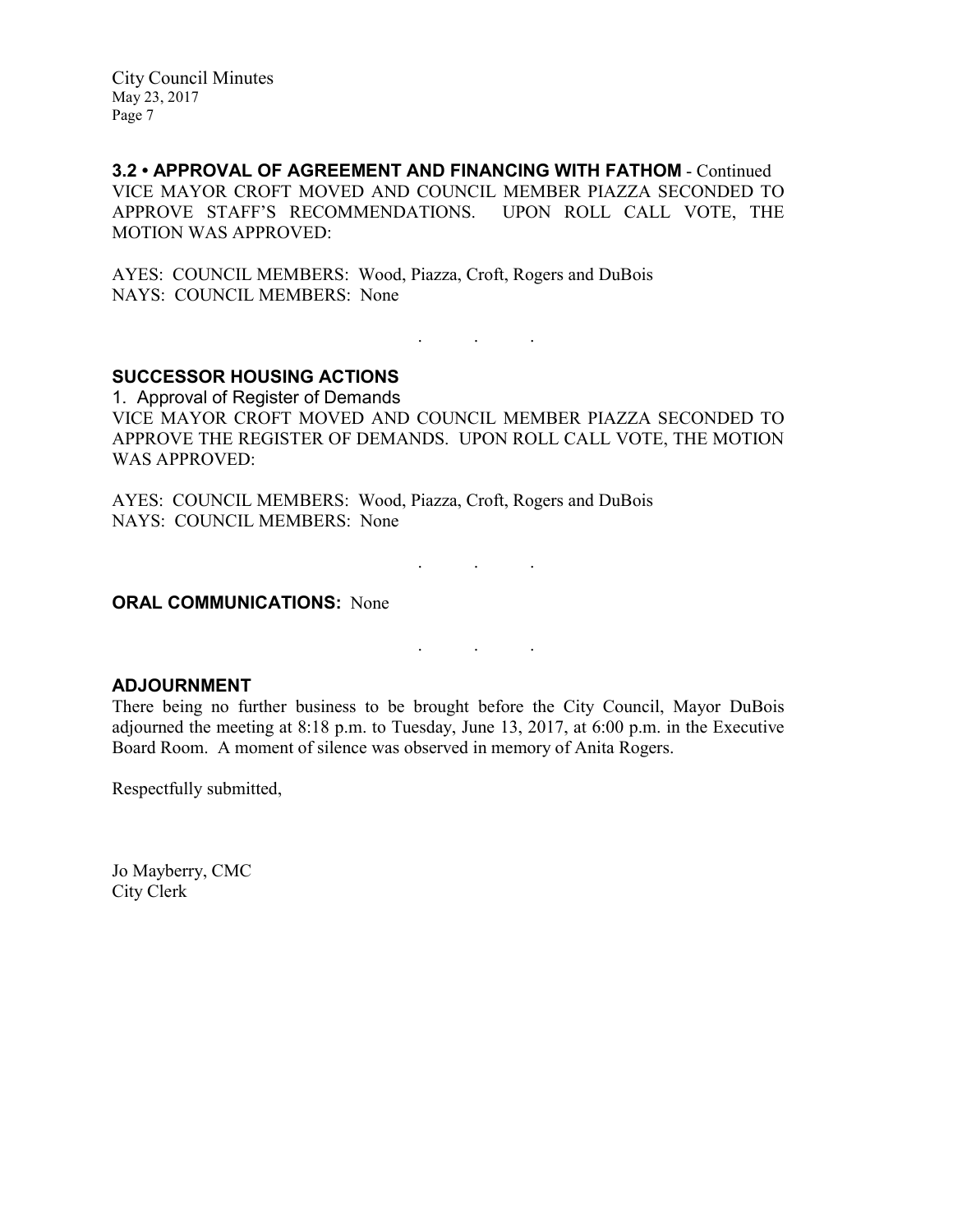**3.2 • APPROVAL OF AGREEMENT AND FINANCING WITH FATHOM** - Continued

VICE MAYOR CROFT MOVED AND COUNCIL MEMBER PIAZZA SECONDED TO APPROVE STAFF'S RECOMMENDATIONS. UPON ROLL CALL VOTE, THE MOTION WAS APPROVED:

AYES: COUNCIL MEMBERS: Wood, Piazza, Croft, Rogers and DuBois
NAYS: COUNCIL MEMBERS: None

. . .

## SUCCESSOR HOUSING ACTIONS

1. Approval of Register of Demands

VICE MAYOR CROFT MOVED AND COUNCIL MEMBER PIAZZA SECONDED TO APPROVE THE REGISTER OF DEMANDS. UPON ROLL CALL VOTE, THE MOTION WAS APPROVED:

AYES: COUNCIL MEMBERS: Wood, Piazza, Croft, Rogers and DuBois
NAYS: COUNCIL MEMBERS: None

. . .

**ORAL COMMUNICATIONS:** None

. . .

## ADJOURNMENT

There being no further business to be brought before the City Council, Mayor DuBois adjourned the meeting at 8:18 p.m. to Tuesday, June 13, 2017, at 6:00 p.m. in the Executive Board Room. A moment of silence was observed in memory of Anita Rogers.

Respectfully submitted,

Jo Mayberry, CMC
City Clerk